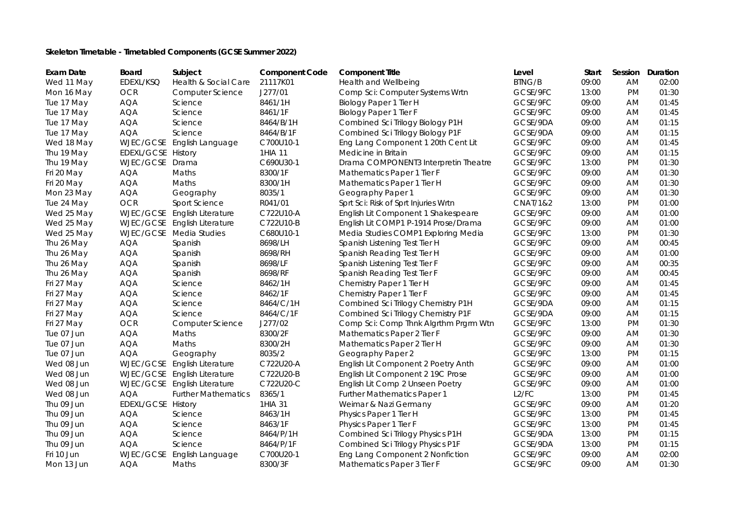**Skeleton Timetable - Timetabled Components (GCSE Summer 2022)**

| Exam Date | Board | Subject | Component Code | Component Title | Level | Start | Session | Duration |
|---|---|---|---|---|---|---|---|---|
| Wed 11 May | EDEXL/KSQ | Health & Social Care | 21117K01 | Health and Wellbeing | BTNG/B | 09:00 | AM | 02:00 |
| Mon 16 May | OCR | Computer Science | J277/01 | Comp Sci: Computer Systems Wrtn | GCSE/9FC | 13:00 | PM | 01:30 |
| Tue 17 May | AQA | Science | 8461/1H | Biology Paper 1 Tier H | GCSE/9FC | 09:00 | AM | 01:45 |
| Tue 17 May | AQA | Science | 8461/1F | Biology Paper 1 Tier F | GCSE/9FC | 09:00 | AM | 01:45 |
| Tue 17 May | AQA | Science | 8464/B/1H | Combined Sci Trilogy Biology P1H | GCSE/9DA | 09:00 | AM | 01:15 |
| Tue 17 May | AQA | Science | 8464/B/1F | Combined Sci Trilogy Biology P1F | GCSE/9DA | 09:00 | AM | 01:15 |
| Wed 18 May | WJEC/GCSE | English Language | C700U10-1 | Eng Lang Component 1 20th Cent Lit | GCSE/9FC | 09:00 | AM | 01:45 |
| Thu 19 May | EDEXL/GCSE | History | 1HIA 11 | Medicine in Britain | GCSE/9FC | 09:00 | AM | 01:15 |
| Thu 19 May | WJEC/GCSE | Drama | C690U30-1 | Drama COMPONENT3 Interpretin Theatre | GCSE/9FC | 13:00 | PM | 01:30 |
| Fri 20 May | AQA | Maths | 8300/1F | Mathematics Paper 1 Tier F | GCSE/9FC | 09:00 | AM | 01:30 |
| Fri 20 May | AQA | Maths | 8300/1H | Mathematics Paper 1 Tier H | GCSE/9FC | 09:00 | AM | 01:30 |
| Mon 23 May | AQA | Geography | 8035/1 | Geography Paper 1 | GCSE/9FC | 09:00 | AM | 01:30 |
| Tue 24 May | OCR | Sport Science | R041/01 | Sprt Sci: Risk of Sprt Injuries Wrtn | CNAT/1&2 | 13:00 | PM | 01:00 |
| Wed 25 May | WJEC/GCSE | English Literature | C722U10-A | English Lit Component 1 Shakespeare | GCSE/9FC | 09:00 | AM | 01:00 |
| Wed 25 May | WJEC/GCSE | English Literature | C722U10-B | English Lit COMP1 P-1914 Prose/Drama | GCSE/9FC | 09:00 | AM | 01:00 |
| Wed 25 May | WJEC/GCSE | Media Studies | C680U10-1 | Media Studies COMP1 Exploring Media | GCSE/9FC | 13:00 | PM | 01:30 |
| Thu 26 May | AQA | Spanish | 8698/LH | Spanish Listening Test Tier H | GCSE/9FC | 09:00 | AM | 00:45 |
| Thu 26 May | AQA | Spanish | 8698/RH | Spanish Reading Test Tier H | GCSE/9FC | 09:00 | AM | 01:00 |
| Thu 26 May | AQA | Spanish | 8698/LF | Spanish Listening Test Tier F | GCSE/9FC | 09:00 | AM | 00:35 |
| Thu 26 May | AQA | Spanish | 8698/RF | Spanish Reading Test Tier F | GCSE/9FC | 09:00 | AM | 00:45 |
| Fri 27 May | AQA | Science | 8462/1H | Chemistry Paper 1 Tier H | GCSE/9FC | 09:00 | AM | 01:45 |
| Fri 27 May | AQA | Science | 8462/1F | Chemistry Paper 1 Tier F | GCSE/9FC | 09:00 | AM | 01:45 |
| Fri 27 May | AQA | Science | 8464/C/1H | Combined Sci Trilogy Chemistry P1H | GCSE/9DA | 09:00 | AM | 01:15 |
| Fri 27 May | AQA | Science | 8464/C/1F | Combined Sci Trilogy Chemistry P1F | GCSE/9DA | 09:00 | AM | 01:15 |
| Fri 27 May | OCR | Computer Science | J277/02 | Comp Sci: Comp Thnk Algrthm Prgrm Wtn | GCSE/9FC | 13:00 | PM | 01:30 |
| Tue 07 Jun | AQA | Maths | 8300/2F | Mathematics Paper 2 Tier F | GCSE/9FC | 09:00 | AM | 01:30 |
| Tue 07 Jun | AQA | Maths | 8300/2H | Mathematics Paper 2 Tier H | GCSE/9FC | 09:00 | AM | 01:30 |
| Tue 07 Jun | AQA | Geography | 8035/2 | Geography Paper 2 | GCSE/9FC | 13:00 | PM | 01:15 |
| Wed 08 Jun | WJEC/GCSE | English Literature | C722U20-A | English Lit Component 2 Poetry Anth | GCSE/9FC | 09:00 | AM | 01:00 |
| Wed 08 Jun | WJEC/GCSE | English Literature | C722U20-B | English Lit Component 2 19C Prose | GCSE/9FC | 09:00 | AM | 01:00 |
| Wed 08 Jun | WJEC/GCSE | English Literature | C722U20-C | English Lit Comp 2 Unseen Poetry | GCSE/9FC | 09:00 | AM | 01:00 |
| Wed 08 Jun | AQA | Further Mathematics | 8365/1 | Further Mathematics Paper 1 | L2/FC | 13:00 | PM | 01:45 |
| Thu 09 Jun | EDEXL/GCSE | History | 1HIA 31 | Weimar & Nazi Germany | GCSE/9FC | 09:00 | AM | 01:20 |
| Thu 09 Jun | AQA | Science | 8463/1H | Physics Paper 1 Tier H | GCSE/9FC | 13:00 | PM | 01:45 |
| Thu 09 Jun | AQA | Science | 8463/1F | Physics Paper 1 Tier F | GCSE/9FC | 13:00 | PM | 01:45 |
| Thu 09 Jun | AQA | Science | 8464/P/1H | Combined Sci Trilogy Physics P1H | GCSE/9DA | 13:00 | PM | 01:15 |
| Thu 09 Jun | AQA | Science | 8464/P/1F | Combined Sci Trilogy Physics P1F | GCSE/9DA | 13:00 | PM | 01:15 |
| Fri 10 Jun | WJEC/GCSE | English Language | C700U20-1 | Eng Lang Component 2 Nonfiction | GCSE/9FC | 09:00 | AM | 02:00 |
| Mon 13 Jun | AQA | Maths | 8300/3F | Mathematics Paper 3 Tier F | GCSE/9FC | 09:00 | AM | 01:30 |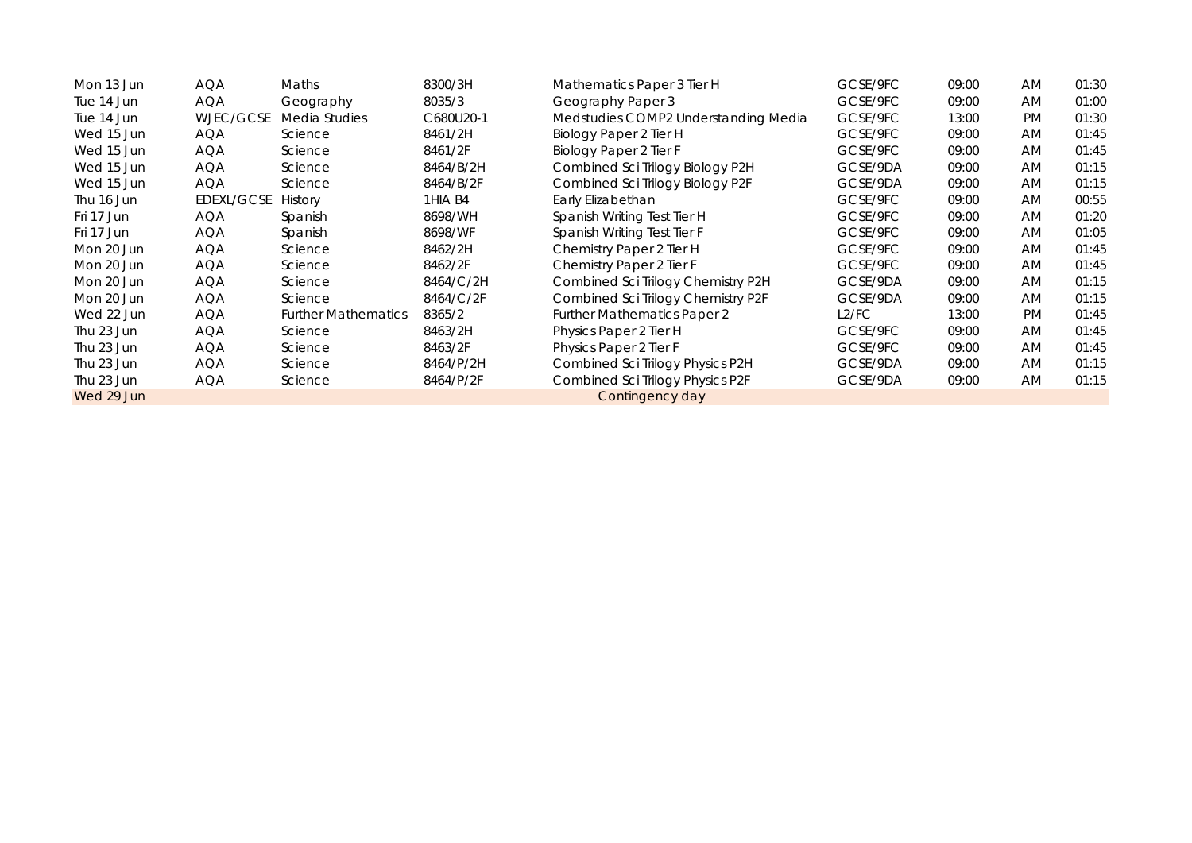| | | | | | | | | |
|---|---|---|---|---|---|---|---|---|
| Mon 13 Jun | AQA | Maths | 8300/3H | Mathematics Paper 3 Tier H | GCSE/9FC | 09:00 | AM | 01:30 |
| Tue 14 Jun | AQA | Geography | 8035/3 | Geography Paper 3 | GCSE/9FC | 09:00 | AM | 01:00 |
| Tue 14 Jun | WJEC/GCSE | Media Studies | C680U20-1 | Medstudies COMP2 Understanding Media | GCSE/9FC | 13:00 | PM | 01:30 |
| Wed 15 Jun | AQA | Science | 8461/2H | Biology Paper 2 Tier H | GCSE/9FC | 09:00 | AM | 01:45 |
| Wed 15 Jun | AQA | Science | 8461/2F | Biology Paper 2 Tier F | GCSE/9FC | 09:00 | AM | 01:45 |
| Wed 15 Jun | AQA | Science | 8464/B/2H | Combined Sci Trilogy Biology P2H | GCSE/9DA | 09:00 | AM | 01:15 |
| Wed 15 Jun | AQA | Science | 8464/B/2F | Combined Sci Trilogy Biology P2F | GCSE/9DA | 09:00 | AM | 01:15 |
| Thu 16 Jun | EDEXL/GCSE | History | 1HIA B4 | Early Elizabethan | GCSE/9FC | 09:00 | AM | 00:55 |
| Fri 17 Jun | AQA | Spanish | 8698/WH | Spanish Writing Test Tier H | GCSE/9FC | 09:00 | AM | 01:20 |
| Fri 17 Jun | AQA | Spanish | 8698/WF | Spanish Writing Test Tier F | GCSE/9FC | 09:00 | AM | 01:05 |
| Mon 20 Jun | AQA | Science | 8462/2H | Chemistry Paper 2 Tier H | GCSE/9FC | 09:00 | AM | 01:45 |
| Mon 20 Jun | AQA | Science | 8462/2F | Chemistry Paper 2 Tier F | GCSE/9FC | 09:00 | AM | 01:45 |
| Mon 20 Jun | AQA | Science | 8464/C/2H | Combined Sci Trilogy Chemistry P2H | GCSE/9DA | 09:00 | AM | 01:15 |
| Mon 20 Jun | AQA | Science | 8464/C/2F | Combined Sci Trilogy Chemistry P2F | GCSE/9DA | 09:00 | AM | 01:15 |
| Wed 22 Jun | AQA | Further Mathematics | 8365/2 | Further Mathematics Paper 2 | L2/FC | 13:00 | PM | 01:45 |
| Thu 23 Jun | AQA | Science | 8463/2H | Physics Paper 2 Tier H | GCSE/9FC | 09:00 | AM | 01:45 |
| Thu 23 Jun | AQA | Science | 8463/2F | Physics Paper 2 Tier F | GCSE/9FC | 09:00 | AM | 01:45 |
| Thu 23 Jun | AQA | Science | 8464/P/2H | Combined Sci Trilogy Physics P2H | GCSE/9DA | 09:00 | AM | 01:15 |
| Thu 23 Jun | AQA | Science | 8464/P/2F | Combined Sci Trilogy Physics P2F | GCSE/9DA | 09:00 | AM | 01:15 |
| Wed 29 Jun | | | | Contingency day | | | | |